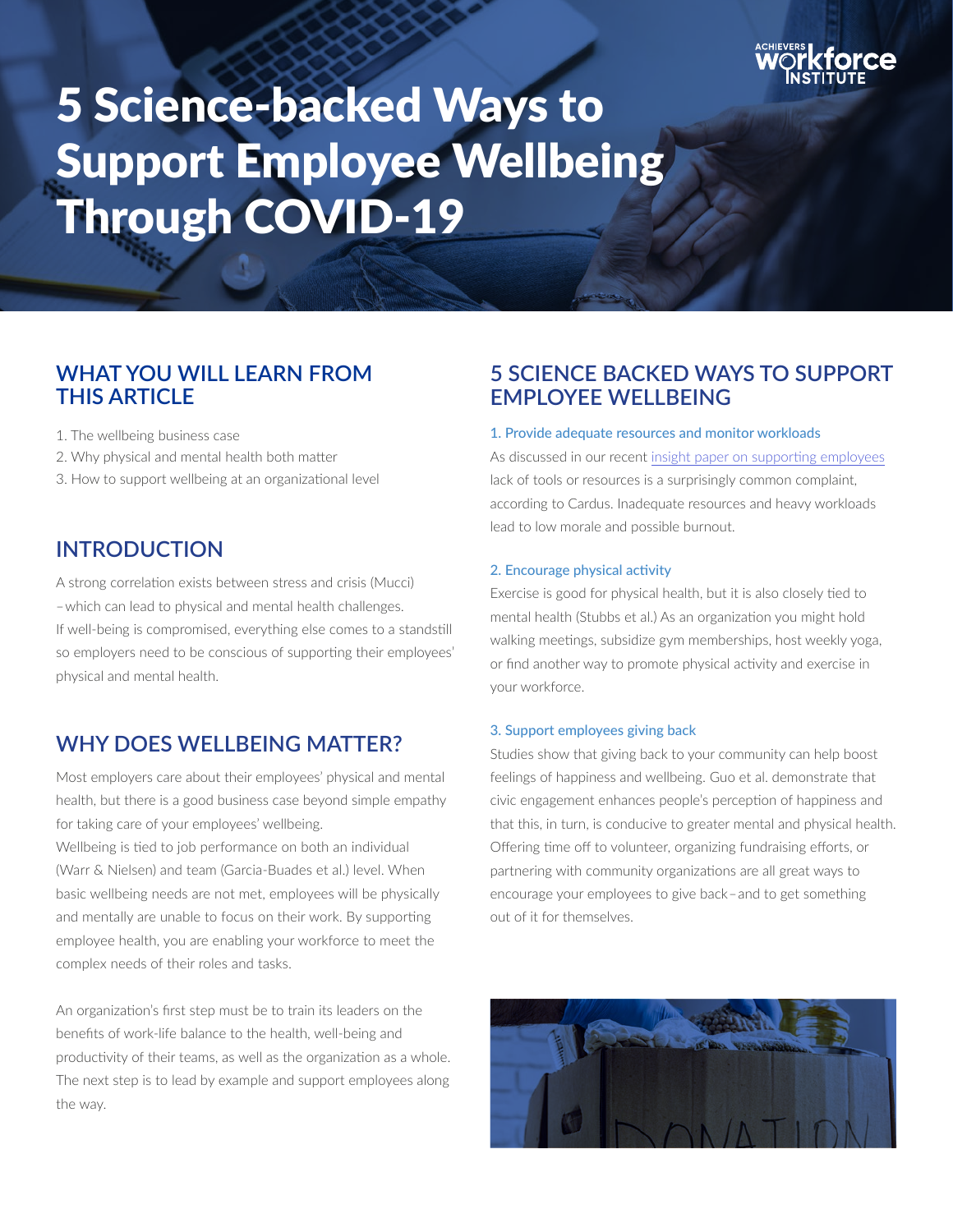# 5 Science-backed Ways to Support Employee Wellbeing Through COVID-19

## WHAT YOU WILL LEARN FROM THIS ARTICLE

1. The wellbeing business case
2. Why physical and mental health both matter
3. How to support wellbeing at an organizational level

## INTRODUCTION

A strong correlation exists between stress and crisis (Mucci) – which can lead to physical and mental health challenges. If well-being is compromised, everything else comes to a standstill so employers need to be conscious of supporting their employees' physical and mental health.

## WHY DOES WELLBEING MATTER?

Most employers care about their employees' physical and mental health, but there is a good business case beyond simple empathy for taking care of your employees' wellbeing.
Wellbeing is tied to job performance on both an individual (Warr & Nielsen) and team (Garcia-Buades et al.) level. When basic wellbeing needs are not met, employees will be physically and mentally are unable to focus on their work. By supporting employee health, you are enabling your workforce to meet the complex needs of their roles and tasks.

An organization's first step must be to train its leaders on the benefits of work-life balance to the health, well-being and productivity of their teams, as well as the organization as a whole. The next step is to lead by example and support employees along the way.

## 5 SCIENCE BACKED WAYS TO SUPPORT EMPLOYEE WELLBEING

### 1. Provide adequate resources and monitor workloads

As discussed in our recent insight paper on supporting employees lack of tools or resources is a surprisingly common complaint, according to Cardus. Inadequate resources and heavy workloads lead to low morale and possible burnout.

### 2. Encourage physical activity

Exercise is good for physical health, but it is also closely tied to mental health (Stubbs et al.) As an organization you might hold walking meetings, subsidize gym memberships, host weekly yoga, or find another way to promote physical activity and exercise in your workforce.

### 3. Support employees giving back

Studies show that giving back to your community can help boost feelings of happiness and wellbeing. Guo et al. demonstrate that civic engagement enhances people's perception of happiness and that this, in turn, is conducive to greater mental and physical health. Offering time off to volunteer, organizing fundraising efforts, or partnering with community organizations are all great ways to encourage your employees to give back – and to get something out of it for themselves.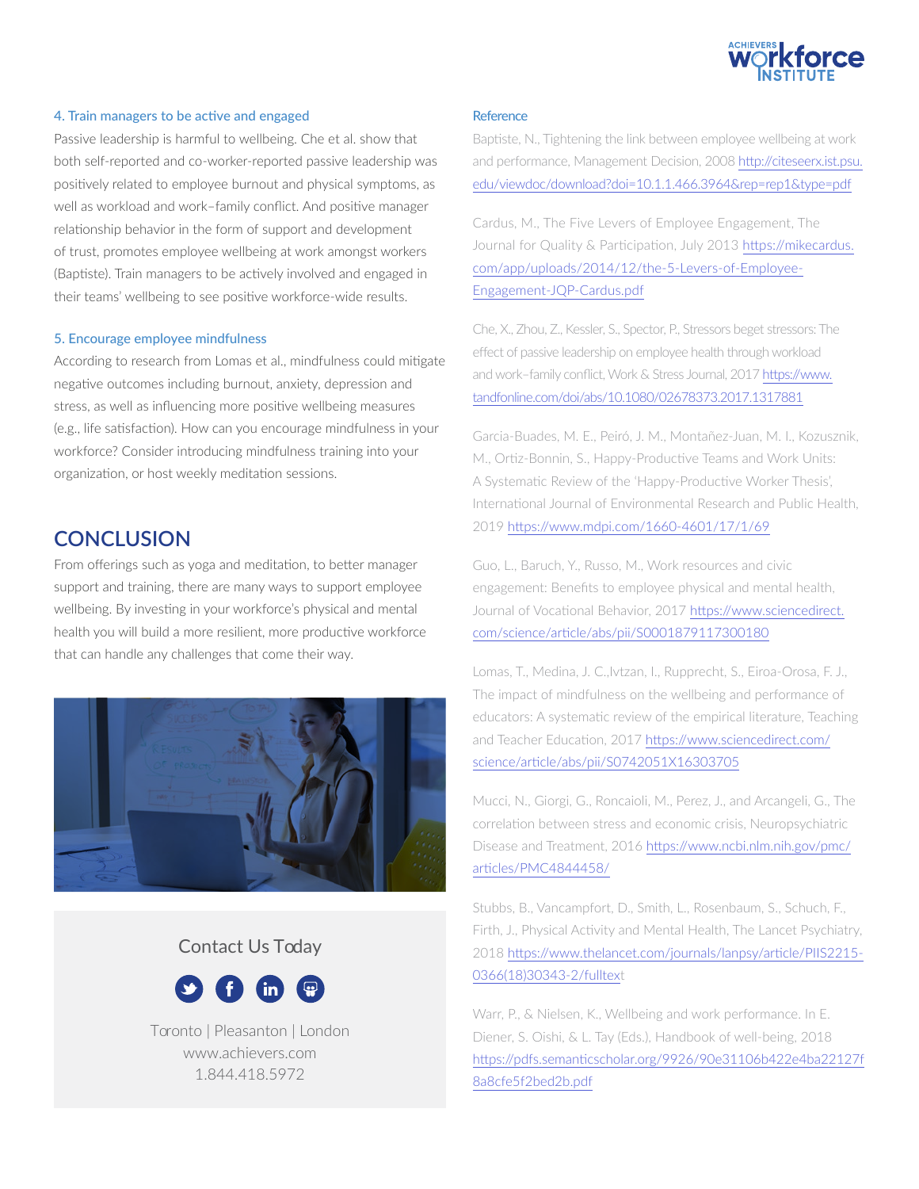### 4. Train managers to be active and engaged

Passive leadership is harmful to wellbeing. Che et al. show that both self-reported and co-worker-reported passive leadership was positively related to employee burnout and physical symptoms, as well as workload and work–family conflict. And positive manager relationship behavior in the form of support and development of trust, promotes employee wellbeing at work amongst workers (Baptiste). Train managers to be actively involved and engaged in their teams' wellbeing to see positive workforce-wide results.

### 5. Encourage employee mindfulness

According to research from Lomas et al., mindfulness could mitigate negative outcomes including burnout, anxiety, depression and stress, as well as influencing more positive wellbeing measures (e.g., life satisfaction). How can you encourage mindfulness in your workforce? Consider introducing mindfulness training into your organization, or host weekly meditation sessions.

## CONCLUSION

From offerings such as yoga and meditation, to better manager support and training, there are many ways to support employee wellbeing. By investing in your workforce's physical and mental health you will build a more resilient, more productive workforce that can handle any challenges that come their way.

Contact Us Today

Toronto | Pleasanton | London
www.achievers.com
1.844.418.5972

### Reference

Baptiste, N., Tightening the link between employee wellbeing at work and performance, Management Decision, 2008 http://citeseerx.ist.psu.edu/viewdoc/download?doi=10.1.1.466.3964&rep=rep1&type=pdf

Cardus, M., The Five Levers of Employee Engagement, The Journal for Quality & Participation, July 2013 https://mikecardus.com/app/uploads/2014/12/the-5-Levers-of-Employee-Engagement-JQP-Cardus.pdf

Che, X., Zhou, Z., Kessler, S., Spector, P., Stressors beget stressors: The effect of passive leadership on employee health through workload and work–family conflict, Work & Stress Journal, 2017 https://www.tandfonline.com/doi/abs/10.1080/02678373.2017.1317881

Garcia-Buades, M. E., Peiró, J. M., Montañez-Juan, M. I., Kozusznik, M., Ortiz-Bonnin, S., Happy-Productive Teams and Work Units: A Systematic Review of the 'Happy-Productive Worker Thesis', International Journal of Environmental Research and Public Health, 2019 https://www.mdpi.com/1660-4601/17/1/69

Guo, L., Baruch, Y., Russo, M., Work resources and civic engagement: Benefits to employee physical and mental health, Journal of Vocational Behavior, 2017 https://www.sciencedirect.com/science/article/abs/pii/S0001879117300180

Lomas, T., Medina, J. C.,Ivtzan, I., Rupprecht, S., Eiroa-Orosa, F. J., The impact of mindfulness on the wellbeing and performance of educators: A systematic review of the empirical literature, Teaching and Teacher Education, 2017 https://www.sciencedirect.com/science/article/abs/pii/S0742051X16303705

Mucci, N., Giorgi, G., Roncaioli, M., Perez, J., and Arcangeli, G., The correlation between stress and economic crisis, Neuropsychiatric Disease and Treatment, 2016 https://www.ncbi.nlm.nih.gov/pmc/articles/PMC4844458/

Stubbs, B., Vancampfort, D., Smith, L., Rosenbaum, S., Schuch, F., Firth, J., Physical Activity and Mental Health, The Lancet Psychiatry, 2018 https://www.thelancet.com/journals/lanpsy/article/PIIS2215-0366(18)30343-2/fulltext

Warr, P., & Nielsen, K., Wellbeing and work performance. In E. Diener, S. Oishi, & L. Tay (Eds.), Handbook of well-being, 2018 https://pdfs.semanticscholar.org/9926/90e31106b422e4ba22127f8a8cfe5f2bed2b.pdf